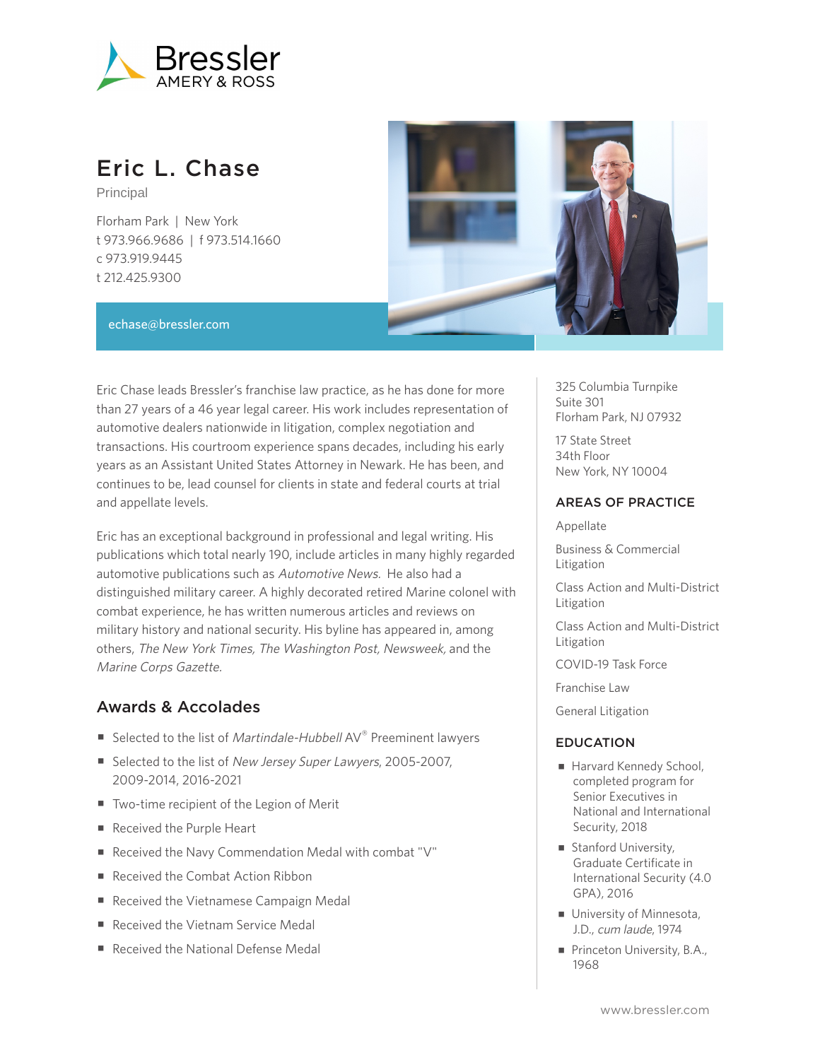# Eric L. Chase

Principal

Florham Park | New York
t 973.966.9686 | f 973.514.1660
c 973.919.9445
t 212.425.9300

echase@bressler.com

Eric Chase leads Bressler's franchise law practice, as he has done for more than 27 years of a 46 year legal career. His work includes representation of automotive dealers nationwide in litigation, complex negotiation and transactions. His courtroom experience spans decades, including his early years as an Assistant United States Attorney in Newark. He has been, and continues to be, lead counsel for clients in state and federal courts at trial and appellate levels.

Eric has an exceptional background in professional and legal writing. His publications which total nearly 190, include articles in many highly regarded automotive publications such as *Automotive News*. He also had a distinguished military career. A highly decorated retired Marine colonel with combat experience, he has written numerous articles and reviews on military history and national security. His byline has appeared in, among others, *The New York Times, The Washington Post, Newsweek,* and the *Marine Corps Gazette.*

## Awards & Accolades

- Selected to the list of *Martindale-Hubbell* AV® Preeminent lawyers
- Selected to the list of *New Jersey Super Lawyers*, 2005-2007, 2009-2014, 2016-2021
- Two-time recipient of the Legion of Merit
- Received the Purple Heart
- Received the Navy Commendation Medal with combat "V"
- Received the Combat Action Ribbon
- Received the Vietnamese Campaign Medal
- Received the Vietnam Service Medal
- Received the National Defense Medal

325 Columbia Turnpike
Suite 301
Florham Park, NJ 07932

17 State Street
34th Floor
New York, NY 10004

## AREAS OF PRACTICE

Appellate

Business & Commercial Litigation

Class Action and Multi-District Litigation

Class Action and Multi-District Litigation

COVID-19 Task Force

Franchise Law

General Litigation

## EDUCATION

- Harvard Kennedy School, completed program for Senior Executives in National and International Security, 2018
- Stanford University, Graduate Certificate in International Security (4.0 GPA), 2016
- University of Minnesota, J.D., *cum laude*, 1974
- Princeton University, B.A., 1968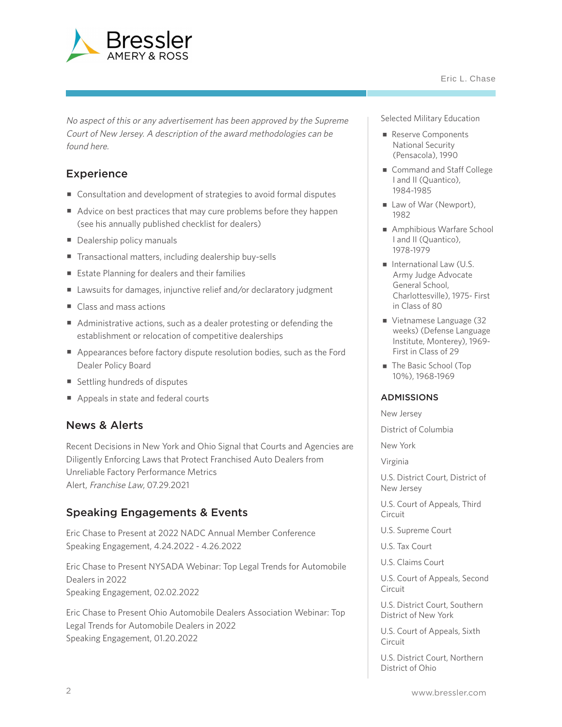*No aspect of this or any advertisement has been approved by the Supreme Court of New Jersey. A description of the award methodologies can be found here.*

## Experience

- Consultation and development of strategies to avoid formal disputes
- Advice on best practices that may cure problems before they happen (see his annually published checklist for dealers)
- Dealership policy manuals
- Transactional matters, including dealership buy-sells
- Estate Planning for dealers and their families
- Lawsuits for damages, injunctive relief and/or declaratory judgment
- Class and mass actions
- Administrative actions, such as a dealer protesting or defending the establishment or relocation of competitive dealerships
- Appearances before factory dispute resolution bodies, such as the Ford Dealer Policy Board
- Settling hundreds of disputes
- Appeals in state and federal courts

## News & Alerts

Recent Decisions in New York and Ohio Signal that Courts and Agencies are Diligently Enforcing Laws that Protect Franchised Auto Dealers from Unreliable Factory Performance Metrics
Alert, *Franchise Law*, 07.29.2021

## Speaking Engagements & Events

Eric Chase to Present at 2022 NADC Annual Member Conference
Speaking Engagement, 4.24.2022 - 4.26.2022

Eric Chase to Present NYSADA Webinar: Top Legal Trends for Automobile Dealers in 2022
Speaking Engagement, 02.02.2022

Eric Chase to Present Ohio Automobile Dealers Association Webinar: Top Legal Trends for Automobile Dealers in 2022
Speaking Engagement, 01.20.2022

Selected Military Education

- Reserve Components National Security (Pensacola), 1990
- Command and Staff College I and II (Quantico), 1984-1985
- Law of War (Newport), 1982
- Amphibious Warfare School I and II (Quantico), 1978-1979
- International Law (U.S. Army Judge Advocate General School, Charlottesville), 1975- First in Class of 80
- Vietnamese Language (32 weeks) (Defense Language Institute, Monterey), 1969- First in Class of 29
- The Basic School (Top 10%), 1968-1969

## ADMISSIONS

New Jersey

District of Columbia

New York

Virginia

U.S. District Court, District of New Jersey

U.S. Court of Appeals, Third Circuit

U.S. Supreme Court

U.S. Tax Court

U.S. Claims Court

U.S. Court of Appeals, Second Circuit

U.S. District Court, Southern District of New York

U.S. Court of Appeals, Sixth Circuit

U.S. District Court, Northern District of Ohio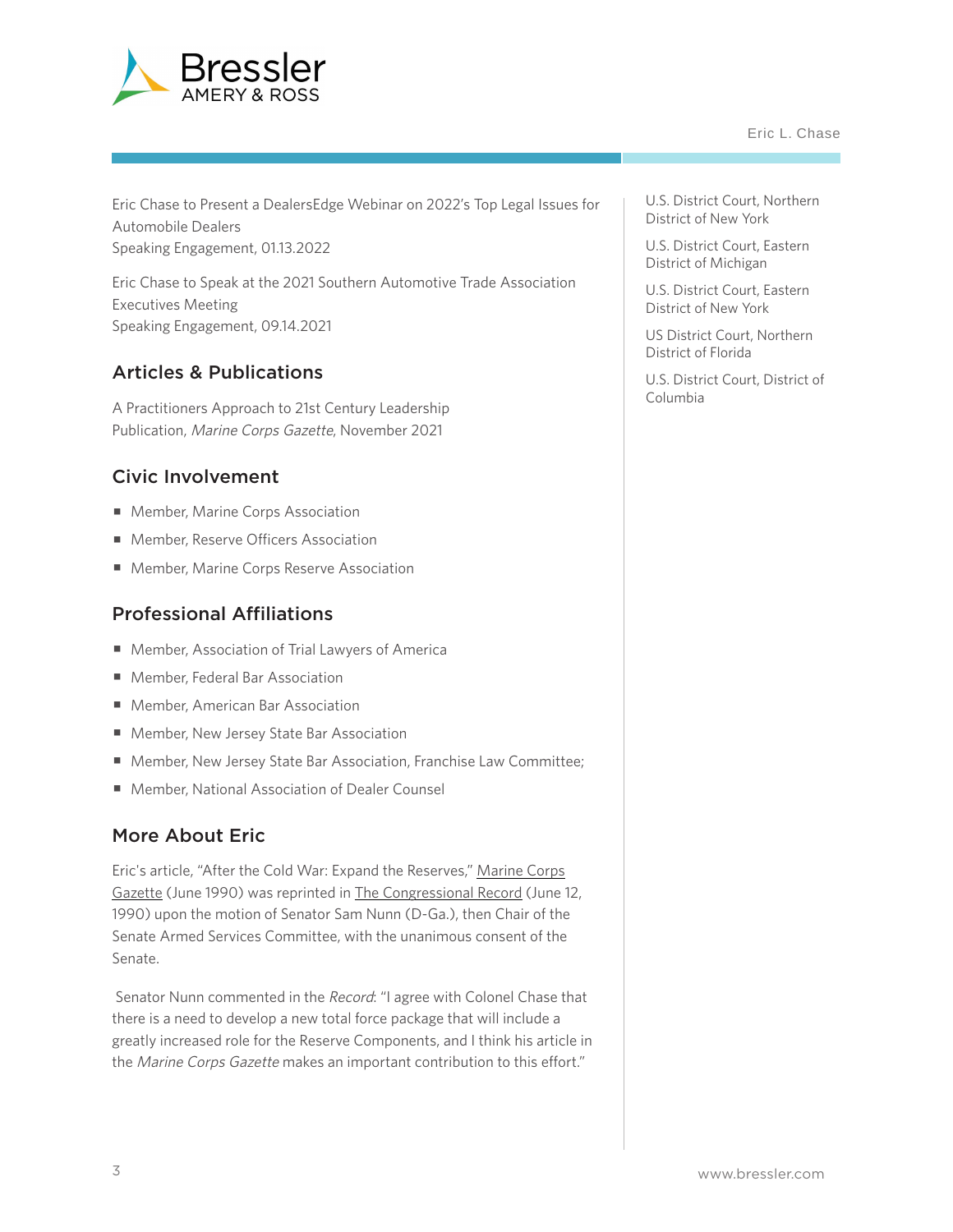Eric Chase to Present a DealersEdge Webinar on 2022's Top Legal Issues for Automobile Dealers
Speaking Engagement, 01.13.2022

Eric Chase to Speak at the 2021 Southern Automotive Trade Association Executives Meeting
Speaking Engagement, 09.14.2021

## Articles & Publications

A Practitioners Approach to 21st Century Leadership
Publication, *Marine Corps Gazette*, November 2021

## Civic Involvement

- Member, Marine Corps Association
- Member, Reserve Officers Association
- Member, Marine Corps Reserve Association

## Professional Affiliations

- Member, Association of Trial Lawyers of America
- Member, Federal Bar Association
- Member, American Bar Association
- Member, New Jersey State Bar Association
- Member, New Jersey State Bar Association, Franchise Law Committee;
- Member, National Association of Dealer Counsel

## More About Eric

Eric's article, "After the Cold War: Expand the Reserves," Marine Corps Gazette (June 1990) was reprinted in The Congressional Record (June 12, 1990) upon the motion of Senator Sam Nunn (D-Ga.), then Chair of the Senate Armed Services Committee, with the unanimous consent of the Senate.

Senator Nunn commented in the *Record*: "I agree with Colonel Chase that there is a need to develop a new total force package that will include a greatly increased role for the Reserve Components, and I think his article in the *Marine Corps Gazette* makes an important contribution to this effort."

U.S. District Court, Northern District of New York

U.S. District Court, Eastern District of Michigan

U.S. District Court, Eastern District of New York

US District Court, Northern District of Florida

U.S. District Court, District of Columbia